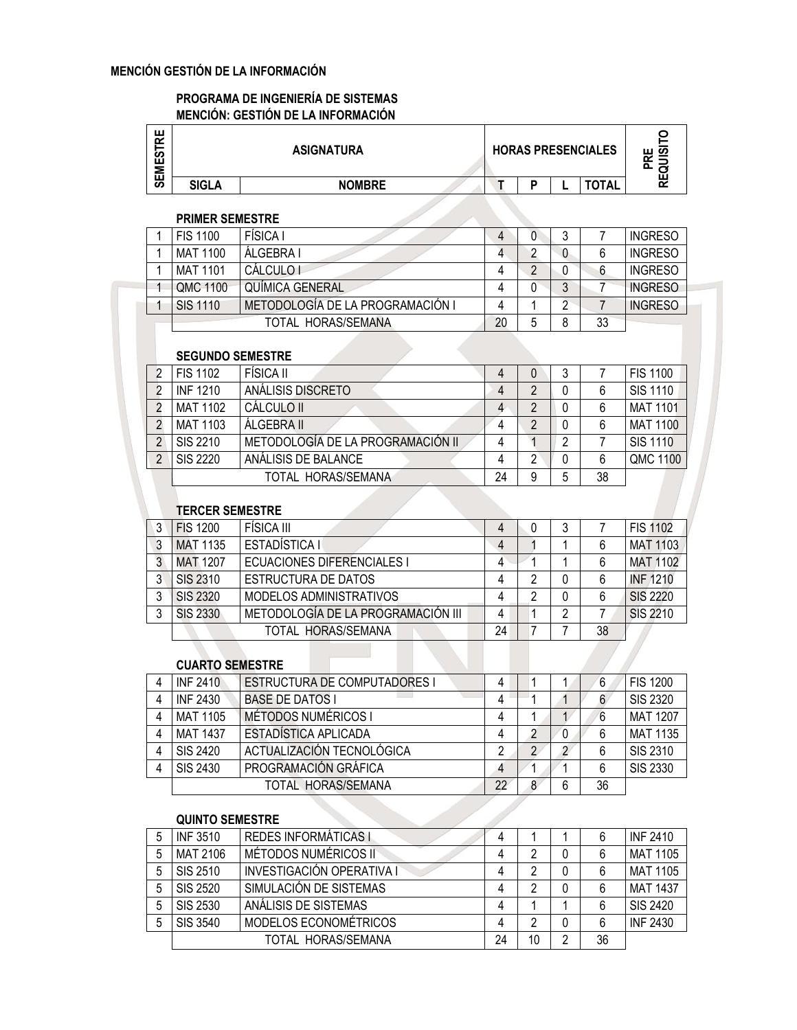**MENCIÓN GESTIÓN DE LA INFORMACIÓN**

**PROGRAMA DE INGENIERÍA DE SISTEMAS**
**MENCIÓN: GESTIÓN DE LA INFORMACIÓN**

| SEMESTRE | ASIGNATURA | | HORAS PRESENCIALES | | | | PRE REQUISITO |
|---|---|---|---|---|---|---|---|
| | SIGLA | NOMBRE | T | P | L | TOTAL | |
| **PRIMER SEMESTRE** | | | | | | | |
| 1 | FIS 1100 | FÍSICA I | 4 | 0 | 3 | 7 | INGRESO |
| 1 | MAT 1100 | ÁLGEBRA I | 4 | 2 | 0 | 6 | INGRESO |
| 1 | MAT 1101 | CÁLCULO I | 4 | 2 | 0 | 6 | INGRESO |
| 1 | QMC 1100 | QUÍMICA GENERAL | 4 | 0 | 3 | 7 | INGRESO |
| 1 | SIS 1110 | METODOLOGÍA DE LA PROGRAMACIÓN I | 4 | 1 | 2 | 7 | INGRESO |
| | | TOTAL HORAS/SEMANA | 20 | 5 | 8 | 33 | |
| **SEGUNDO SEMESTRE** | | | | | | | |
| 2 | FIS 1102 | FÍSICA II | 4 | 0 | 3 | 7 | FIS 1100 |
| 2 | INF 1210 | ANÁLISIS DISCRETO | 4 | 2 | 0 | 6 | SIS 1110 |
| 2 | MAT 1102 | CÁLCULO II | 4 | 2 | 0 | 6 | MAT 1101 |
| 2 | MAT 1103 | ÁLGEBRA II | 4 | 2 | 0 | 6 | MAT 1100 |
| 2 | SIS 2210 | METODOLOGÍA DE LA PROGRAMACIÓN II | 4 | 1 | 2 | 7 | SIS 1110 |
| 2 | SIS 2220 | ANÁLISIS DE BALANCE | 4 | 2 | 0 | 6 | QMC 1100 |
| | | TOTAL HORAS/SEMANA | 24 | 9 | 5 | 38 | |
| **TERCER SEMESTRE** | | | | | | | |
| 3 | FIS 1200 | FÍSICA III | 4 | 0 | 3 | 7 | FIS 1102 |
| 3 | MAT 1135 | ESTADÍSTICA I | 4 | 1 | 1 | 6 | MAT 1103 |
| 3 | MAT 1207 | ECUACIONES DIFERENCIALES I | 4 | 1 | 1 | 6 | MAT 1102 |
| 3 | SIS 2310 | ESTRUCTURA DE DATOS | 4 | 2 | 0 | 6 | INF 1210 |
| 3 | SIS 2320 | MODELOS ADMINISTRATIVOS | 4 | 2 | 0 | 6 | SIS 2220 |
| 3 | SIS 2330 | METODOLOGÍA DE LA PROGRAMACIÓN III | 4 | 1 | 2 | 7 | SIS 2210 |
| | | TOTAL HORAS/SEMANA | 24 | 7 | 7 | 38 | |
| **CUARTO SEMESTRE** | | | | | | | |
| 4 | INF 2410 | ESTRUCTURA DE COMPUTADORES I | 4 | 1 | 1 | 6 | FIS 1200 |
| 4 | INF 2430 | BASE DE DATOS I | 4 | 1 | 1 | 6 | SIS 2320 |
| 4 | MAT 1105 | MÉTODOS NUMÉRICOS I | 4 | 1 | 1 | 6 | MAT 1207 |
| 4 | MAT 1437 | ESTADÍSTICA APLICADA | 4 | 2 | 0 | 6 | MAT 1135 |
| 4 | SIS 2420 | ACTUALIZACIÓN TECNOLÓGICA | 2 | 2 | 2 | 6 | SIS 2310 |
| 4 | SIS 2430 | PROGRAMACIÓN GRÁFICA | 4 | 1 | 1 | 6 | SIS 2330 |
| | | TOTAL HORAS/SEMANA | 22 | 8 | 6 | 36 | |
| **QUINTO SEMESTRE** | | | | | | | |
| 5 | INF 3510 | REDES INFORMÁTICAS I | 4 | 1 | 1 | 6 | INF 2410 |
| 5 | MAT 2106 | MÉTODOS NUMÉRICOS II | 4 | 2 | 0 | 6 | MAT 1105 |
| 5 | SIS 2510 | INVESTIGACIÓN OPERATIVA I | 4 | 2 | 0 | 6 | MAT 1105 |
| 5 | SIS 2520 | SIMULACIÓN DE SISTEMAS | 4 | 2 | 0 | 6 | MAT 1437 |
| 5 | SIS 2530 | ANÁLISIS DE SISTEMAS | 4 | 1 | 1 | 6 | SIS 2420 |
| 5 | SIS 3540 | MODELOS ECONOMÉTRICOS | 4 | 2 | 0 | 6 | INF 2430 |
| | | TOTAL HORAS/SEMANA | 24 | 10 | 2 | 36 | |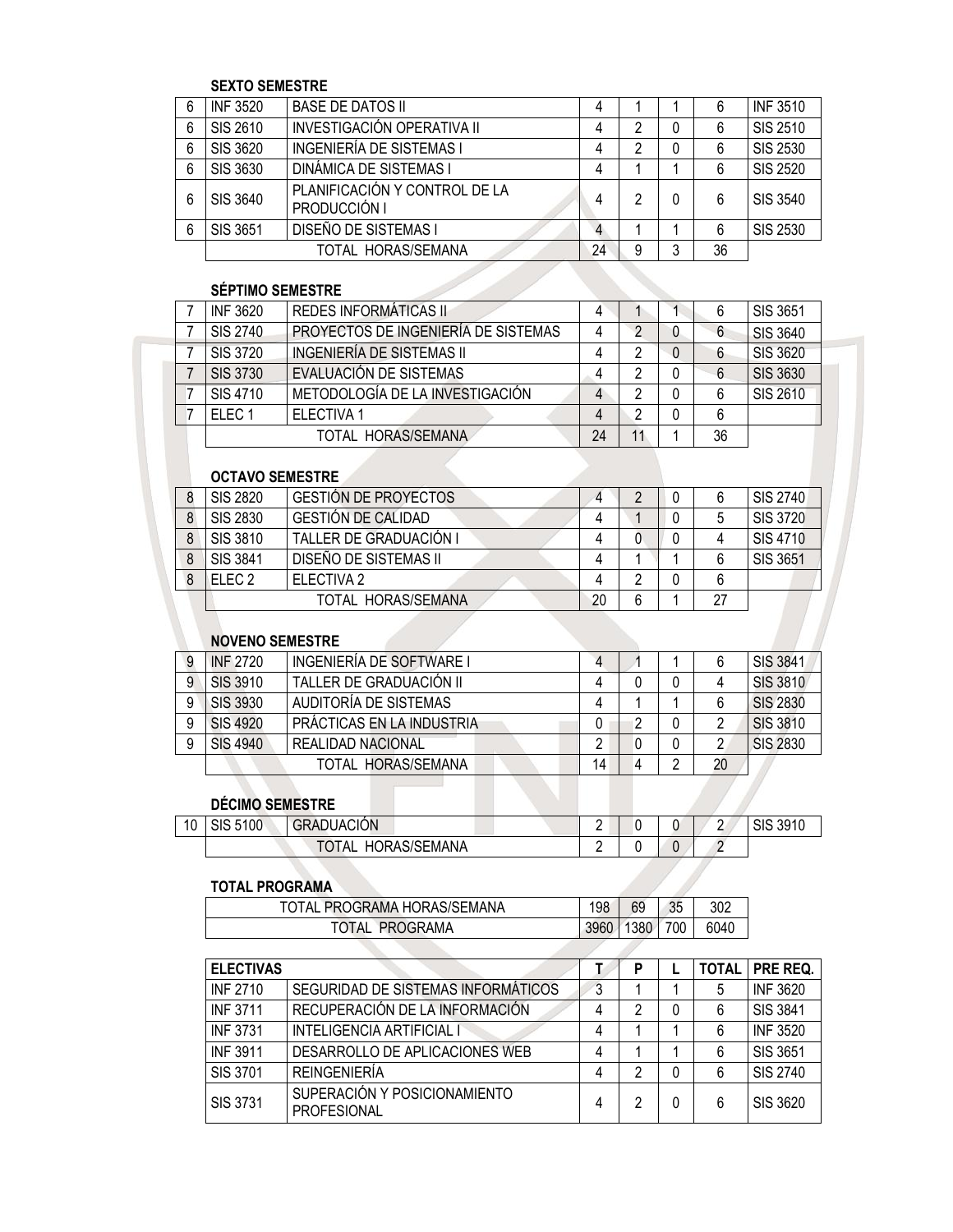**SEXTO SEMESTRE**

| | | | | | | | |
|---|---|---|---|---|---|---|---|
| 6 | INF 3520 | BASE DE DATOS II | 4 | 1 | 1 | 6 | INF 3510 |
| 6 | SIS 2610 | INVESTIGACIÓN OPERATIVA II | 4 | 2 | 0 | 6 | SIS 2510 |
| 6 | SIS 3620 | INGENIERÍA DE SISTEMAS I | 4 | 2 | 0 | 6 | SIS 2530 |
| 6 | SIS 3630 | DINÁMICA DE SISTEMAS I | 4 | 1 | 1 | 6 | SIS 2520 |
| 6 | SIS 3640 | PLANIFICACIÓN Y CONTROL DE LA PRODUCCIÓN I | 4 | 2 | 0 | 6 | SIS 3540 |
| 6 | SIS 3651 | DISEÑO DE SISTEMAS I | 4 | 1 | 1 | 6 | SIS 2530 |
| | | TOTAL HORAS/SEMANA | 24 | 9 | 3 | 36 | |

**SÉPTIMO SEMESTRE**

| | | | | | | | |
|---|---|---|---|---|---|---|---|
| 7 | INF 3620 | REDES INFORMÁTICAS II | 4 | 1 | 1 | 6 | SIS 3651 |
| 7 | SIS 2740 | PROYECTOS DE INGENIERÍA DE SISTEMAS | 4 | 2 | 0 | 6 | SIS 3640 |
| 7 | SIS 3720 | INGENIERÍA DE SISTEMAS II | 4 | 2 | 0 | 6 | SIS 3620 |
| 7 | SIS 3730 | EVALUACIÓN DE SISTEMAS | 4 | 2 | 0 | 6 | SIS 3630 |
| 7 | SIS 4710 | METODOLOGÍA DE LA INVESTIGACIÓN | 4 | 2 | 0 | 6 | SIS 2610 |
| 7 | ELEC 1 | ELECTIVA 1 | 4 | 2 | 0 | 6 | |
| | | TOTAL HORAS/SEMANA | 24 | 11 | 1 | 36 | |

**OCTAVO SEMESTRE**

| | | | | | | | |
|---|---|---|---|---|---|---|---|
| 8 | SIS 2820 | GESTIÓN DE PROYECTOS | 4 | 2 | 0 | 6 | SIS 2740 |
| 8 | SIS 2830 | GESTIÓN DE CALIDAD | 4 | 1 | 0 | 5 | SIS 3720 |
| 8 | SIS 3810 | TALLER DE GRADUACIÓN I | 4 | 0 | 0 | 4 | SIS 4710 |
| 8 | SIS 3841 | DISEÑO DE SISTEMAS II | 4 | 1 | 1 | 6 | SIS 3651 |
| 8 | ELEC 2 | ELECTIVA 2 | 4 | 2 | 0 | 6 | |
| | | TOTAL HORAS/SEMANA | 20 | 6 | 1 | 27 | |

**NOVENO SEMESTRE**

| | | | | | | | |
|---|---|---|---|---|---|---|---|
| 9 | INF 2720 | INGENIERÍA DE SOFTWARE I | 4 | 1 | 1 | 6 | SIS 3841 |
| 9 | SIS 3910 | TALLER DE GRADUACIÓN II | 4 | 0 | 0 | 4 | SIS 3810 |
| 9 | SIS 3930 | AUDITORÍA DE SISTEMAS | 4 | 1 | 1 | 6 | SIS 2830 |
| 9 | SIS 4920 | PRÁCTICAS EN LA INDUSTRIA | 0 | 2 | 0 | 2 | SIS 3810 |
| 9 | SIS 4940 | REALIDAD NACIONAL | 2 | 0 | 0 | 2 | SIS 2830 |
| | | TOTAL HORAS/SEMANA | 14 | 4 | 2 | 20 | |

**DÉCIMO SEMESTRE**

| | | | | | | | |
|---|---|---|---|---|---|---|---|
| 10 | SIS 5100 | GRADUACIÓN | 2 | 0 | 0 | 2 | SIS 3910 |
| | | TOTAL HORAS/SEMANA | 2 | 0 | 0 | 2 | |

**TOTAL PROGRAMA**

| | | | | |
|---|---|---|---|---|
| TOTAL PROGRAMA HORAS/SEMANA | 198 | 69 | 35 | 302 |
| TOTAL PROGRAMA | 3960 | 1380 | 700 | 6040 |

| ELECTIVAS | | T | P | L | TOTAL | PRE REQ. |
|---|---|---|---|---|---|---|
| INF 2710 | SEGURIDAD DE SISTEMAS INFORMÁTICOS | 3 | 1 | 1 | 5 | INF 3620 |
| INF 3711 | RECUPERACIÓN DE LA INFORMACIÓN | 4 | 2 | 0 | 6 | SIS 3841 |
| INF 3731 | INTELIGENCIA ARTIFICIAL I | 4 | 1 | 1 | 6 | INF 3520 |
| INF 3911 | DESARROLLO DE APLICACIONES WEB | 4 | 1 | 1 | 6 | SIS 3651 |
| SIS 3701 | REINGENIERÍA | 4 | 2 | 0 | 6 | SIS 2740 |
| SIS 3731 | SUPERACIÓN Y POSICIONAMIENTO PROFESIONAL | 4 | 2 | 0 | 6 | SIS 3620 |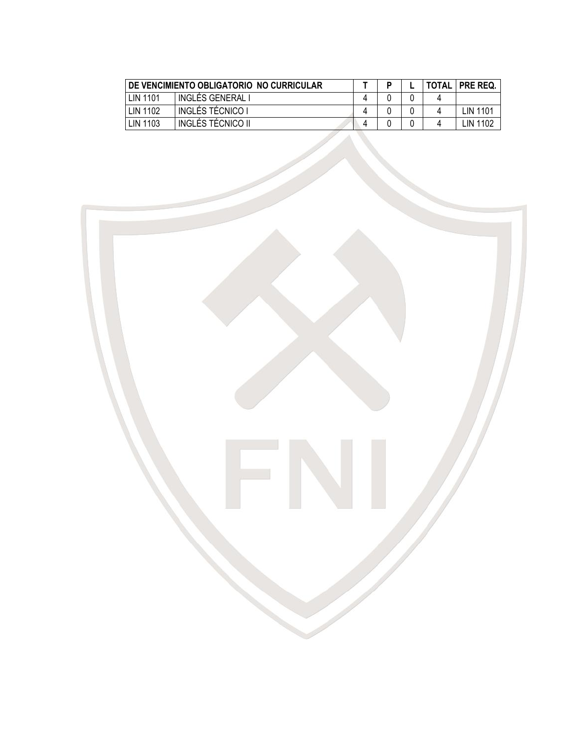| DE VENCIMIENTO OBLIGATORIO NO CURRICULAR | | T | P | L | TOTAL | PRE REQ. |
|---|---|---|---|---|---|---|
| LIN 1101 | INGLÉS GENERAL I | 4 | 0 | 0 | 4 | |
| LIN 1102 | INGLÉS TÉCNICO I | 4 | 0 | 0 | 4 | LIN 1101 |
| LIN 1103 | INGLÉS TÉCNICO II | 4 | 0 | 0 | 4 | LIN 1102 |